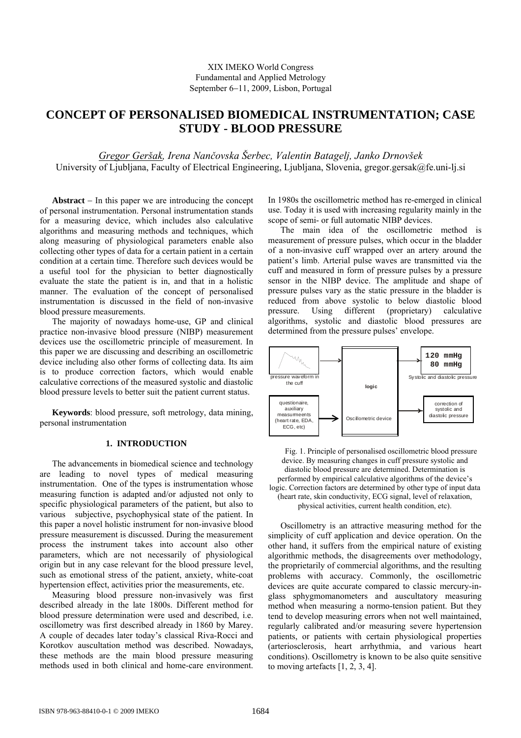XIX IMEKO World Congress
Fundamental and Applied Metrology
September 6−11, 2009, Lisbon, Portugal

# CONCEPT OF PERSONALISED BIOMEDICAL INSTRUMENTATION; CASE STUDY - BLOOD PRESSURE

*Gregor Geršak, Irena Nančovska Šerbec, Valentin Batagelj, Janko Drnovšek*
University of Ljubljana, Faculty of Electrical Engineering, Ljubljana, Slovenia, gregor.gersak@fe.uni-lj.si

**Abstract** − In this paper we are introducing the concept of personal instrumentation. Personal instrumentation stands for a measuring device, which includes also calculative algorithms and measuring methods and techniques, which along measuring of physiological parameters enable also collecting other types of data for a certain patient in a certain condition at a certain time. Therefore such devices would be a useful tool for the physician to better diagnostically evaluate the state the patient is in, and that in a holistic manner. The evaluation of the concept of personalised instrumentation is discussed in the field of non-invasive blood pressure measurements.

The majority of nowadays home-use, GP and clinical practice non-invasive blood pressure (NIBP) measurement devices use the oscillometric principle of measurement. In this paper we are discussing and describing an oscillometric device including also other forms of collecting data. Its aim is to produce correction factors, which would enable calculative corrections of the measured systolic and diastolic blood pressure levels to better suit the patient current status.

**Keywords**: blood pressure, soft metrology, data mining, personal instrumentation

## 1. INTRODUCTION

The advancements in biomedical science and technology are leading to novel types of medical measuring instrumentation. One of the types is instrumentation whose measuring function is adapted and/or adjusted not only to specific physiological parameters of the patient, but also to various subjective, psychophysical state of the patient. In this paper a novel holistic instrument for non-invasive blood pressure measurement is discussed. During the measurement process the instrument takes into account also other parameters, which are not necessarily of physiological origin but in any case relevant for the blood pressure level, such as emotional stress of the patient, anxiety, white-coat hypertension effect, activities prior the measurements, etc.

Measuring blood pressure non-invasively was first described already in the late 1800s. Different method for blood pressure determination were used and described, i.e. oscillometry was first described already in 1860 by Marey. A couple of decades later today's classical Riva-Rocci and Korotkov auscultation method was described. Nowadays, these methods are the main blood pressure measuring methods used in both clinical and home-care environment. In 1980s the oscillometric method has re-emerged in clinical use. Today it is used with increasing regularity mainly in the scope of semi- or full automatic NIBP devices.

The main idea of the oscillometric method is measurement of pressure pulses, which occur in the bladder of a non-invasive cuff wrapped over an artery around the patient's limb. Arterial pulse waves are transmitted via the cuff and measured in form of pressure pulses by a pressure sensor in the NIBP device. The amplitude and shape of pressure pulses vary as the static pressure in the bladder is reduced from above systolic to below diastolic blood pressure. Using different (proprietary) calculative algorithms, systolic and diastolic blood pressures are determined from the pressure pulses' envelope.

pressure waveform in the cuff | logic | 120 mmHg 80 mmHg | Systolic and diastolic pressure
questionaire, auxiliary measurements (heart rate, EDA, ECG, etc) | Oscillometric device | correction of systolic and diastolic pressure

Fig. 1. Principle of personalised oscillometric blood pressure device. By measuring changes in cuff pressure systolic and diastolic blood pressure are determined. Determination is performed by empirical calculative algorithms of the device's logic. Correction factors are determined by other type of input data (heart rate, skin conductivity, ECG signal, level of relaxation, physical activities, current health condition, etc).

Oscillometry is an attractive measuring method for the simplicity of cuff application and device operation. On the other hand, it suffers from the empirical nature of existing algorithmic methods, the disagreements over methodology, the proprietarily of commercial algorithms, and the resulting problems with accuracy. Commonly, the oscillometric devices are quite accurate compared to classic mercury-in-glass sphygmomanometers and auscultatory measuring method when measuring a normo-tension patient. But they tend to develop measuring errors when not well maintained, regularly calibrated and/or measuring severe hypertension patients, or patients with certain physiological properties (arteriosclerosis, heart arrhythmia, and various heart conditions). Oscillometry is known to be also quite sensitive to moving artefacts [1, 2, 3, 4].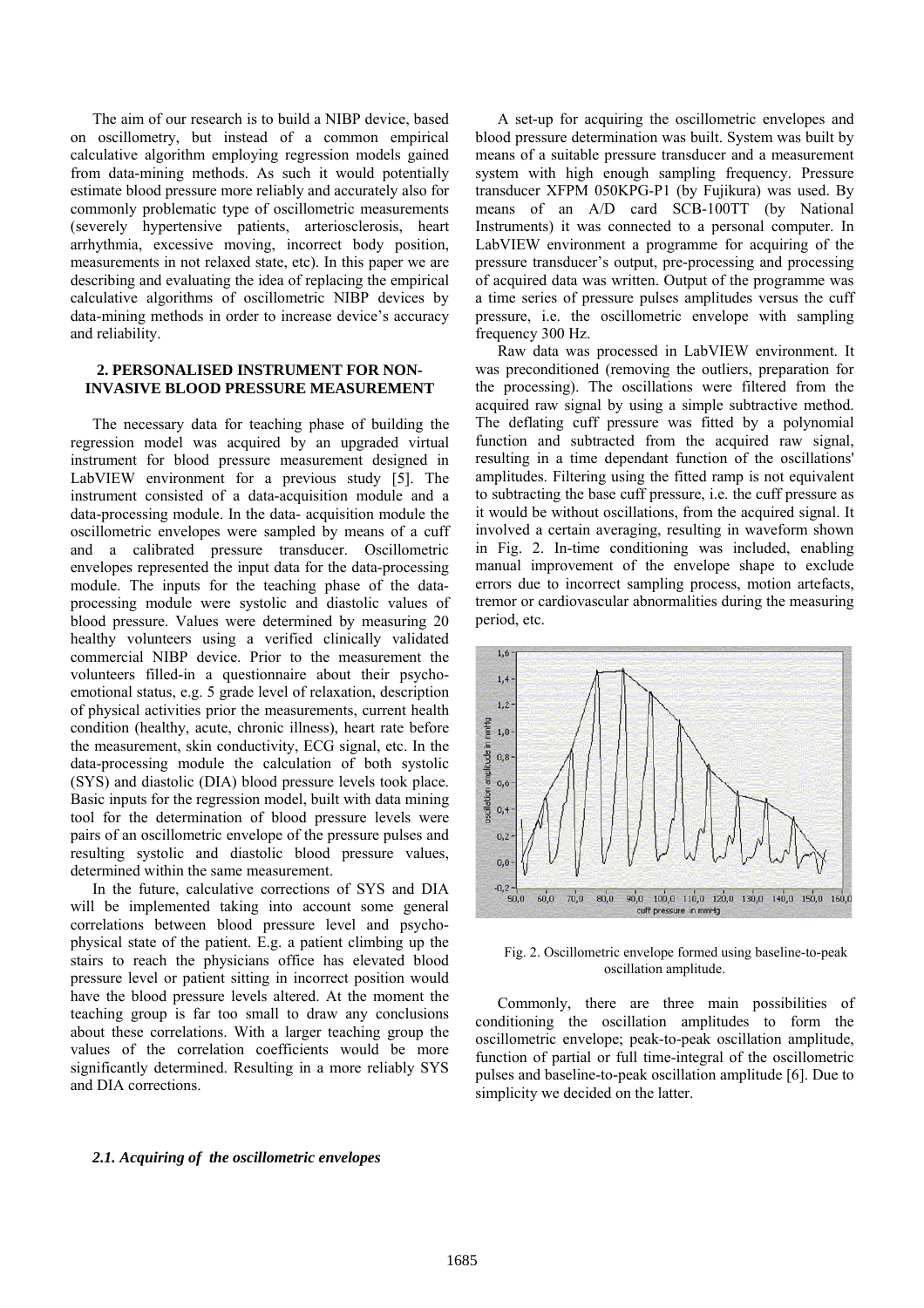The aim of our research is to build a NIBP device, based on oscillometry, but instead of a common empirical calculative algorithm employing regression models gained from data-mining methods. As such it would potentially estimate blood pressure more reliably and accurately also for commonly problematic type of oscillometric measurements (severely hypertensive patients, arteriosclerosis, heart arrhythmia, excessive moving, incorrect body position, measurements in not relaxed state, etc). In this paper we are describing and evaluating the idea of replacing the empirical calculative algorithms of oscillometric NIBP devices by data-mining methods in order to increase device's accuracy and reliability.

## 2. PERSONALISED INSTRUMENT FOR NON-INVASIVE BLOOD PRESSURE MEASUREMENT

The necessary data for teaching phase of building the regression model was acquired by an upgraded virtual instrument for blood pressure measurement designed in LabVIEW environment for a previous study [5]. The instrument consisted of a data-acquisition module and a data-processing module. In the data- acquisition module the oscillometric envelopes were sampled by means of a cuff and a calibrated pressure transducer. Oscillometric envelopes represented the input data for the data-processing module. The inputs for the teaching phase of the data-processing module were systolic and diastolic values of blood pressure. Values were determined by measuring 20 healthy volunteers using a verified clinically validated commercial NIBP device. Prior to the measurement the volunteers filled-in a questionnaire about their psycho-emotional status, e.g. 5 grade level of relaxation, description of physical activities prior the measurements, current health condition (healthy, acute, chronic illness), heart rate before the measurement, skin conductivity, ECG signal, etc. In the data-processing module the calculation of both systolic (SYS) and diastolic (DIA) blood pressure levels took place. Basic inputs for the regression model, built with data mining tool for the determination of blood pressure levels were pairs of an oscillometric envelope of the pressure pulses and resulting systolic and diastolic blood pressure values, determined within the same measurement.

In the future, calculative corrections of SYS and DIA will be implemented taking into account some general correlations between blood pressure level and psycho-physical state of the patient. E.g. a patient climbing up the stairs to reach the physicians office has elevated blood pressure level or patient sitting in incorrect position would have the blood pressure levels altered. At the moment the teaching group is far too small to draw any conclusions about these correlations. With a larger teaching group the values of the correlation coefficients would be more significantly determined. Resulting in a more reliably SYS and DIA corrections.

### *2.1. Acquiring of the oscillometric envelopes*

A set-up for acquiring the oscillometric envelopes and blood pressure determination was built. System was built by means of a suitable pressure transducer and a measurement system with high enough sampling frequency. Pressure transducer XFPM 050KPG-P1 (by Fujikura) was used. By means of an A/D card SCB-100TT (by National Instruments) it was connected to a personal computer. In LabVIEW environment a programme for acquiring of the pressure transducer's output, pre-processing and processing of acquired data was written. Output of the programme was a time series of pressure pulses amplitudes versus the cuff pressure, i.e. the oscillometric envelope with sampling frequency 300 Hz.

Raw data was processed in LabVIEW environment. It was preconditioned (removing the outliers, preparation for the processing). The oscillations were filtered from the acquired raw signal by using a simple subtractive method. The deflating cuff pressure was fitted by a polynomial function and subtracted from the acquired raw signal, resulting in a time dependant function of the oscillations' amplitudes. Filtering using the fitted ramp is not equivalent to subtracting the base cuff pressure, i.e. the cuff pressure as it would be without oscillations, from the acquired signal. It involved a certain averaging, resulting in waveform shown in Fig. 2. In-time conditioning was included, enabling manual improvement of the envelope shape to exclude errors due to incorrect sampling process, motion artefacts, tremor or cardiovascular abnormalities during the measuring period, etc.

Fig. 2. Oscillometric envelope formed using baseline-to-peak oscillation amplitude.

Commonly, there are three main possibilities of conditioning the oscillation amplitudes to form the oscillometric envelope; peak-to-peak oscillation amplitude, function of partial or full time-integral of the oscillometric pulses and baseline-to-peak oscillation amplitude [6]. Due to simplicity we decided on the latter.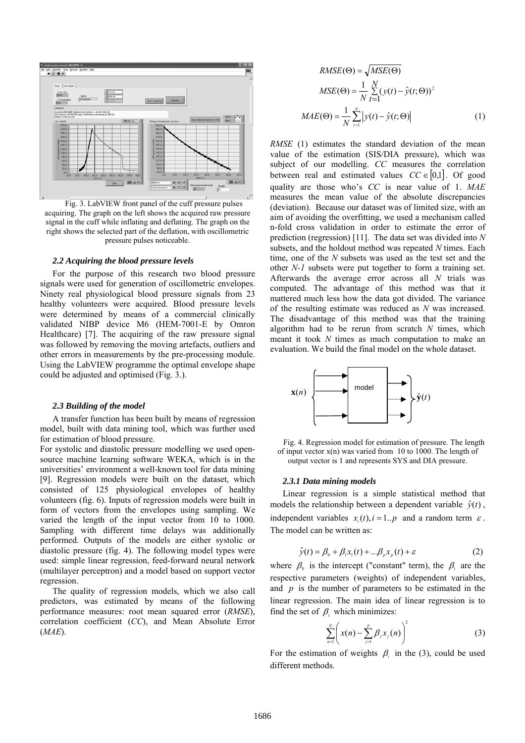Fig. 3. LabVIEW front panel of the cuff pressure pulses acquiring. The graph on the left shows the acquired raw pressure signal in the cuff while inflating and deflating. The graph on the right shows the selected part of the deflation, with oscillometric pressure pulses noticeable.

### 2.2 Acquiring the blood pressure levels

For the purpose of this research two blood pressure signals were used for generation of oscillometric envelopes. Ninety real physiological blood pressure signals from 23 healthy volunteers were acquired. Blood pressure levels were determined by means of a commercial clinically validated NIBP device M6 (HEM-7001-E by Omron Healthcare) [7]. The acquiring of the raw pressure signal was followed by removing the moving artefacts, outliers and other errors in measurements by the pre-processing module. Using the LabVIEW programme the optimal envelope shape could be adjusted and optimised (Fig. 3.).

### 2.3 Building of the model

A transfer function has been built by means of regression model, built with data mining tool, which was further used for estimation of blood pressure.

For systolic and diastolic pressure modelling we used open-source machine learning software WEKA, which is in the universities' environment a well-known tool for data mining [9]. Regression models were built on the dataset, which consisted of 125 physiological envelopes of healthy volunteers (fig. 6). Inputs of regression models were built in form of vectors from the envelopes using sampling. We varied the length of the input vector from 10 to 1000. Sampling with different time delays was additionally performed. Outputs of the models are either systolic or diastolic pressure (fig. 4). The following model types were used: simple linear regression, feed-forward neural network (multilayer perceptron) and a model based on support vector regression.

The quality of regression models, which we also call predictors, was estimated by means of the following performance measures: root mean squared error (*RMSE*), correlation coefficient (*CC*), and Mean Absolute Error (*MAE*).

$$RMSE(\Theta) = \sqrt{MSE(\Theta)}$$

$$MSE(\Theta) = \frac{1}{N}\sum_{t=1}^{N}(y(t) - \hat{y}(t;\Theta))^2$$

$$MAE(\Theta) = \frac{1}{N}\sum_{t=1}^{N}\left|y(t) - \hat{y}(t;\Theta)\right| \quad (1)$$

*RMSE* (1) estimates the standard deviation of the mean value of the estimation (SIS/DIA pressure), which was subject of our modelling. *CC* measures the correlation between real and estimated values $CC \in [0,1]$. Of good quality are those who's *CC* is near value of 1. *MAE* measures the mean value of the absolute discrepancies (deviation). Because our dataset was of limited size, with an aim of avoiding the overfitting, we used a mechanism called n-fold cross validation in order to estimate the error of prediction (regression) [11]. The data set was divided into *N* subsets, and the holdout method was repeated *N* times. Each time, one of the *N* subsets was used as the test set and the other *N-1* subsets were put together to form a training set. Afterwards the average error across all *N* trials was computed. The advantage of this method was that it mattered much less how the data got divided. The variance of the resulting estimate was reduced as *N* was increased. The disadvantage of this method was that the training algorithm had to be rerun from scratch *N* times, which meant it took *N* times as much computation to make an evaluation. We build the final model on the whole dataset.

Fig. 4. Regression model for estimation of pressure. The length of input vector x(n) was varied from 10 to 1000. The length of output vector is 1 and represents SYS and DIA pressure.

#### 2.3.1 Data mining models

Linear regression is a simple statistical method that models the relationship between a dependent variable $\hat{y}(t)$, independent variables $x_i(t), i = 1..p$ and a random term $\varepsilon$. The model can be written as:

$$\hat{y}(t) = \beta_0 + \beta_1 x_1(t) + \ldots \beta_p x_p(t) + \varepsilon \quad (2)$$

where $\beta_0$ is the intercept ("constant" term), the $\beta_i$ are the respective parameters (weights) of independent variables, and $p$ is the number of parameters to be estimated in the linear regression. The main idea of linear regression is to find the set of $\beta_i$ which minimizes:

$$\sum_{n=1}^{N}\left(x(n) - \sum_{j=1}^{p}\beta_j x_j(n)\right)^2 \quad (3)$$

For the estimation of weights $\beta_i$ in the (3), could be used different methods.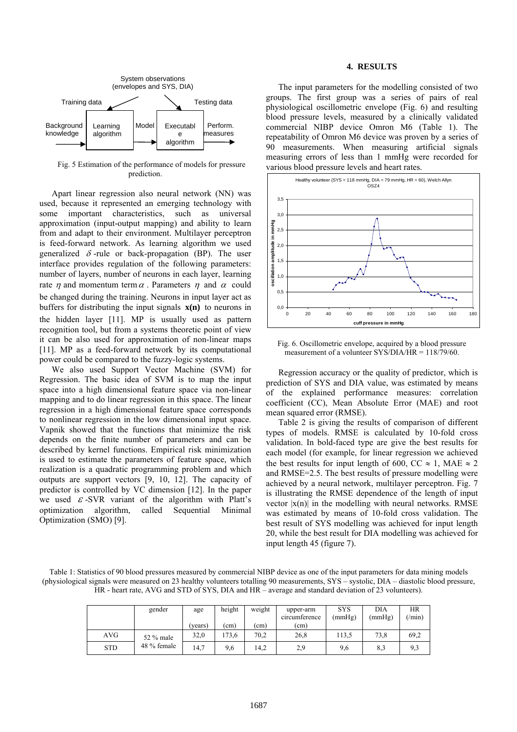Fig. 5 Estimation of the performance of models for pressure prediction.

Apart linear regression also neural network (NN) was used, because it represented an emerging technology with some important characteristics, such as universal approximation (input-output mapping) and ability to learn from and adapt to their environment. Multilayer perceptron is feed-forward network. As learning algorithm we used generalized $\delta$-rule or back-propagation (BP). The user interface provides regulation of the following parameters: number of layers, number of neurons in each layer, learning rate $\eta$ and momentum term $\alpha$. Parameters $\eta$ and $\alpha$ could be changed during the training. Neurons in input layer act as buffers for distributing the input signals **x(n)** to neurons in the hidden layer [11]. MP is usually used as pattern recognition tool, but from a systems theoretic point of view it can be also used for approximation of non-linear maps [11]. MP as a feed-forward network by its computational power could be compared to the fuzzy-logic systems.

We also used Support Vector Machine (SVM) for Regression. The basic idea of SVM is to map the input space into a high dimensional feature space via non-linear mapping and to do linear regression in this space. The linear regression in a high dimensional feature space corresponds to nonlinear regression in the low dimensional input space. Vapnik showed that the functions that minimize the risk depends on the finite number of parameters and can be described by kernel functions. Empirical risk minimization is used to estimate the parameters of feature space, which realization is a quadratic programming problem and which outputs are support vectors [9, 10, 12]. The capacity of predictor is controlled by VC dimension [12]. In the paper we used $\varepsilon$-SVR variant of the algorithm with Platt's optimization algorithm, called Sequential Minimal Optimization (SMO) [9].

## 4. RESULTS

The input parameters for the modelling consisted of two groups. The first group was a series of pairs of real physiological oscillometric envelope (Fig. 6) and resulting blood pressure levels, measured by a clinically validated commercial NIBP device Omron M6 (Table 1). The repeatability of Omron M6 device was proven by a series of 90 measurements. When measuring artificial signals measuring errors of less than 1 mmHg were recorded for various blood pressure levels and heart rates.

Fig. 6. Oscillometric envelope, acquired by a blood pressure measurement of a volunteer SYS/DIA/HR = 118/79/60.

Regression accuracy or the quality of predictor, which is prediction of SYS and DIA value, was estimated by means of the explained performance measures: correlation coefficient (CC), Mean Absolute Error (MAE) and root mean squared error (RMSE).

Table 2 is giving the results of comparison of different types of models. RMSE is calculated by 10-fold cross validation. In bold-faced type are give the best results for each model (for example, for linear regression we achieved the best results for input length of 600, CC $\approx$ 1, MAE $\approx$ 2 and RMSE=2.5. The best results of pressure modelling were achieved by a neural network, multilayer perceptron. Fig. 7 is illustrating the RMSE dependence of the length of input vector |x(n)| in the modelling with neural networks. RMSE was estimated by means of 10-fold cross validation. The best result of SYS modelling was achieved for input length 20, while the best result for DIA modelling was achieved for input length 45 (figure 7).

Table 1: Statistics of 90 blood pressures measured by commercial NIBP device as one of the input parameters for data mining models (physiological signals were measured on 23 healthy volunteers totalling 90 measurements, SYS – systolic, DIA – diastolic blood pressure, HR - heart rate, AVG and STD of SYS, DIA and HR – average and standard deviation of 23 volunteers).

| | gender | age (years) | height (cm) | weight (cm) | upper-arm circumference (cm) | SYS (mmHg) | DIA (mmHg) | HR (/min) |
|---|---|---|---|---|---|---|---|---|
| AVG | 52 % male 48 % female | 32,0 | 173,6 | 70,2 | 26,8 | 113,5 | 73,8 | 69,2 |
| STD | | 14,7 | 9,6 | 14,2 | 2,9 | 9,6 | 8,3 | 9,3 |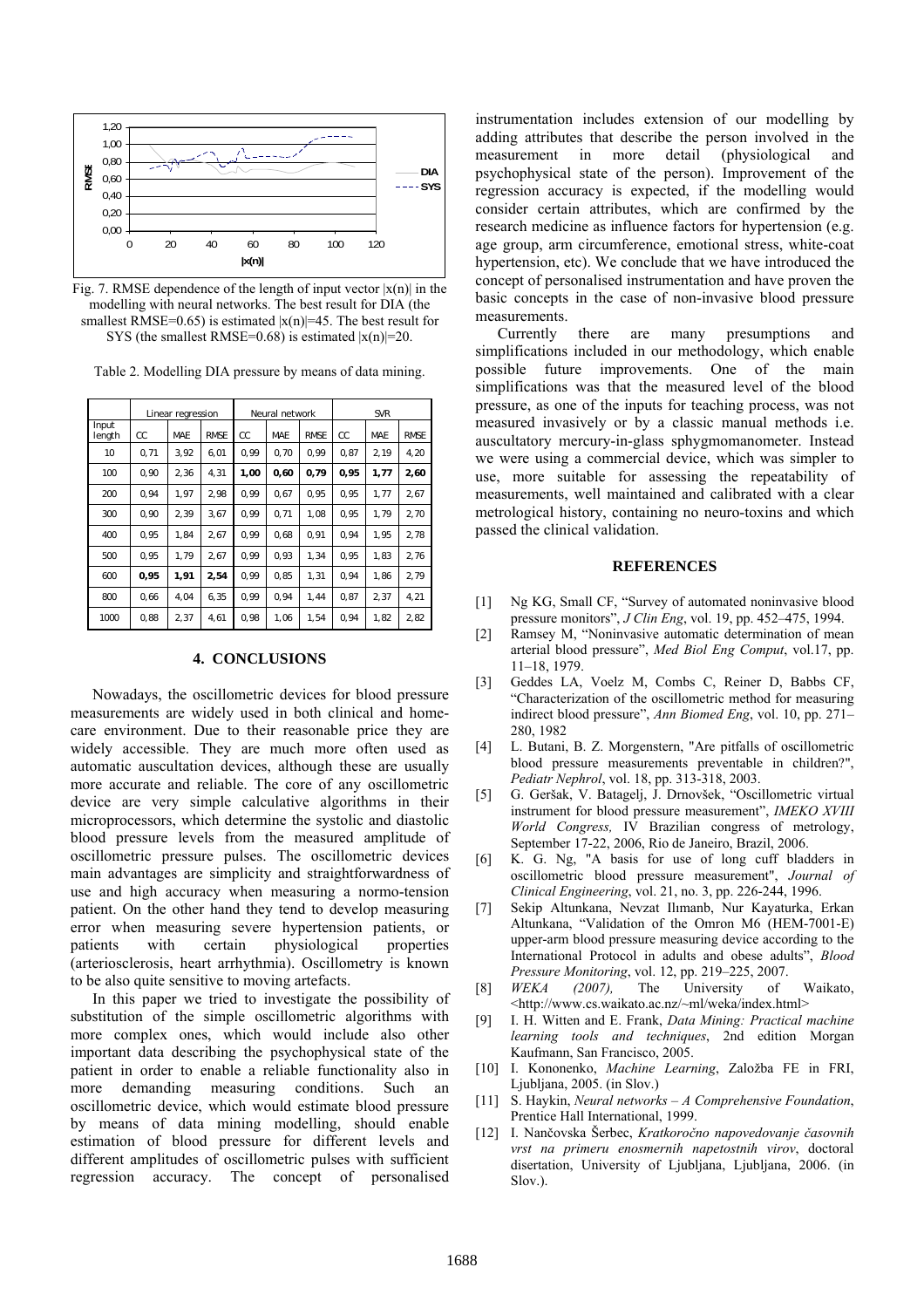1,20
1,00
0,80
0,60
0,40
0,20
0,00
RMSE
0 20 40 60 80 100 120
|x(n)|
DIA
SYS

Fig. 7. RMSE dependence of the length of input vector |x(n)| in the modelling with neural networks. The best result for DIA (the smallest RMSE=0.65) is estimated |x(n)|=45. The best result for SYS (the smallest RMSE=0.68) is estimated |x(n)|=20.

Table 2. Modelling DIA pressure by means of data mining.

| | Linear regression | | | Neural network | | | SVR | | |
|---|---|---|---|---|---|---|---|---|---|
| Input length | CC | MAE | RMSE | CC | MAE | RMSE | CC | MAE | RMSE |
| 10 | 0,71 | 3,92 | 6,01 | 0,99 | 0,70 | 0,99 | 0,87 | 2,19 | 4,20 |
| 100 | 0,90 | 2,36 | 4,31 | **1,00** | **0,60** | **0,79** | **0,95** | **1,77** | **2,60** |
| 200 | 0,94 | 1,97 | 2,98 | 0,99 | 0,67 | 0,95 | 0,95 | 1,77 | 2,67 |
| 300 | 0,90 | 2,39 | 3,67 | 0,99 | 0,71 | 1,08 | 0,95 | 1,79 | 2,70 |
| 400 | 0,95 | 1,84 | 2,67 | 0,99 | 0,68 | 0,91 | 0,94 | 1,95 | 2,78 |
| 500 | 0,95 | 1,79 | 2,67 | 0,99 | 0,93 | 1,34 | 0,95 | 1,83 | 2,76 |
| 600 | **0,95** | **1,91** | **2,54** | 0,99 | 0,85 | 1,31 | 0,94 | 1,86 | 2,79 |
| 800 | 0,66 | 4,04 | 6,35 | 0,99 | 0,94 | 1,44 | 0,87 | 2,37 | 4,21 |
| 1000 | 0,88 | 2,37 | 4,61 | 0,98 | 1,06 | 1,54 | 0,94 | 1,82 | 2,82 |

## 4. CONCLUSIONS

Nowadays, the oscillometric devices for blood pressure measurements are widely used in both clinical and home-care environment. Due to their reasonable price they are widely accessible. They are much more often used as automatic auscultation devices, although these are usually more accurate and reliable. The core of any oscillometric device are very simple calculative algorithms in their microprocessors, which determine the systolic and diastolic blood pressure levels from the measured amplitude of oscillometric pressure pulses. The oscillometric devices main advantages are simplicity and straightforwardness of use and high accuracy when measuring a normo-tension patient. On the other hand they tend to develop measuring error when measuring severe hypertension patients, or patients with certain physiological properties (arteriosclerosis, heart arrhythmia). Oscillometry is known to be also quite sensitive to moving artefacts.

In this paper we tried to investigate the possibility of substitution of the simple oscillometric algorithms with more complex ones, which would include also other important data describing the psychophysical state of the patient in order to enable a reliable functionality also in more demanding measuring conditions. Such an oscillometric device, which would estimate blood pressure by means of data mining modelling, should enable estimation of blood pressure for different levels and different amplitudes of oscillometric pulses with sufficient regression accuracy. The concept of personalised instrumentation includes extension of our modelling by adding attributes that describe the person involved in the measurement in more detail (physiological and psychophysical state of the person). Improvement of the regression accuracy is expected, if the modelling would consider certain attributes, which are confirmed by the research medicine as influence factors for hypertension (e.g. age group, arm circumference, emotional stress, white-coat hypertension, etc). We conclude that we have introduced the concept of personalised instrumentation and have proven the basic concepts in the case of non-invasive blood pressure measurements.

Currently there are many presumptions and simplifications included in our methodology, which enable possible future improvements. One of the main simplifications was that the measured level of the blood pressure, as one of the inputs for teaching process, was not measured invasively or by a classic manual methods i.e. auscultatory mercury-in-glass sphygmomanometer. Instead we were using a commercial device, which was simpler to use, more suitable for assessing the repeatability of measurements, well maintained and calibrated with a clear metrological history, containing no neuro-toxins and which passed the clinical validation.

## REFERENCES

[1] Ng KG, Small CF, "Survey of automated noninvasive blood pressure monitors", *J Clin Eng*, vol. 19, pp. 452–475, 1994.

[2] Ramsey M, "Noninvasive automatic determination of mean arterial blood pressure", *Med Biol Eng Comput*, vol.17, pp. 11–18, 1979.

[3] Geddes LA, Voelz M, Combs C, Reiner D, Babbs CF, "Characterization of the oscillometric method for measuring indirect blood pressure", *Ann Biomed Eng*, vol. 10, pp. 271–280, 1982

[4] L. Butani, B. Z. Morgenstern, "Are pitfalls of oscillometric blood pressure measurements preventable in children?", *Pediatr Nephrol*, vol. 18, pp. 313-318, 2003.

[5] G. Geršak, V. Batagelj, J. Drnovšek, "Oscillometric virtual instrument for blood pressure measurement", *IMEKO XVIII World Congress,* IV Brazilian congress of metrology, September 17-22, 2006, Rio de Janeiro, Brazil, 2006.

[6] K. G. Ng, "A basis for use of long cuff bladders in oscillometric blood pressure measurement", *Journal of Clinical Engineering*, vol. 21, no. 3, pp. 226-244, 1996.

[7] Sekip Altunkana, Nevzat Ilımanb, Nur Kayaturka, Erkan Altunkana, "Validation of the Omron M6 (HEM-7001-E) upper-arm blood pressure measuring device according to the International Protocol in adults and obese adults", *Blood Pressure Monitoring*, vol. 12, pp. 219–225, 2007.

[8] *WEKA (2007),* The University of Waikato, <http://www.cs.waikato.ac.nz/~ml/weka/index.html>

[9] I. H. Witten and E. Frank, *Data Mining: Practical machine learning tools and techniques*, 2nd edition Morgan Kaufmann, San Francisco, 2005.

[10] I. Kononenko, *Machine Learning*, Založba FE in FRI, Ljubljana, 2005. (in Slov.)

[11] S. Haykin, *Neural networks – A Comprehensive Foundation*, Prentice Hall International, 1999.

[12] I. Nančovska Šerbec, *Kratkoročno napovedovanje časovnih vrst na primeru enosmernih napetostnih virov*, doctoral disertation, University of Ljubljana, Ljubljana, 2006. (in Slov.).